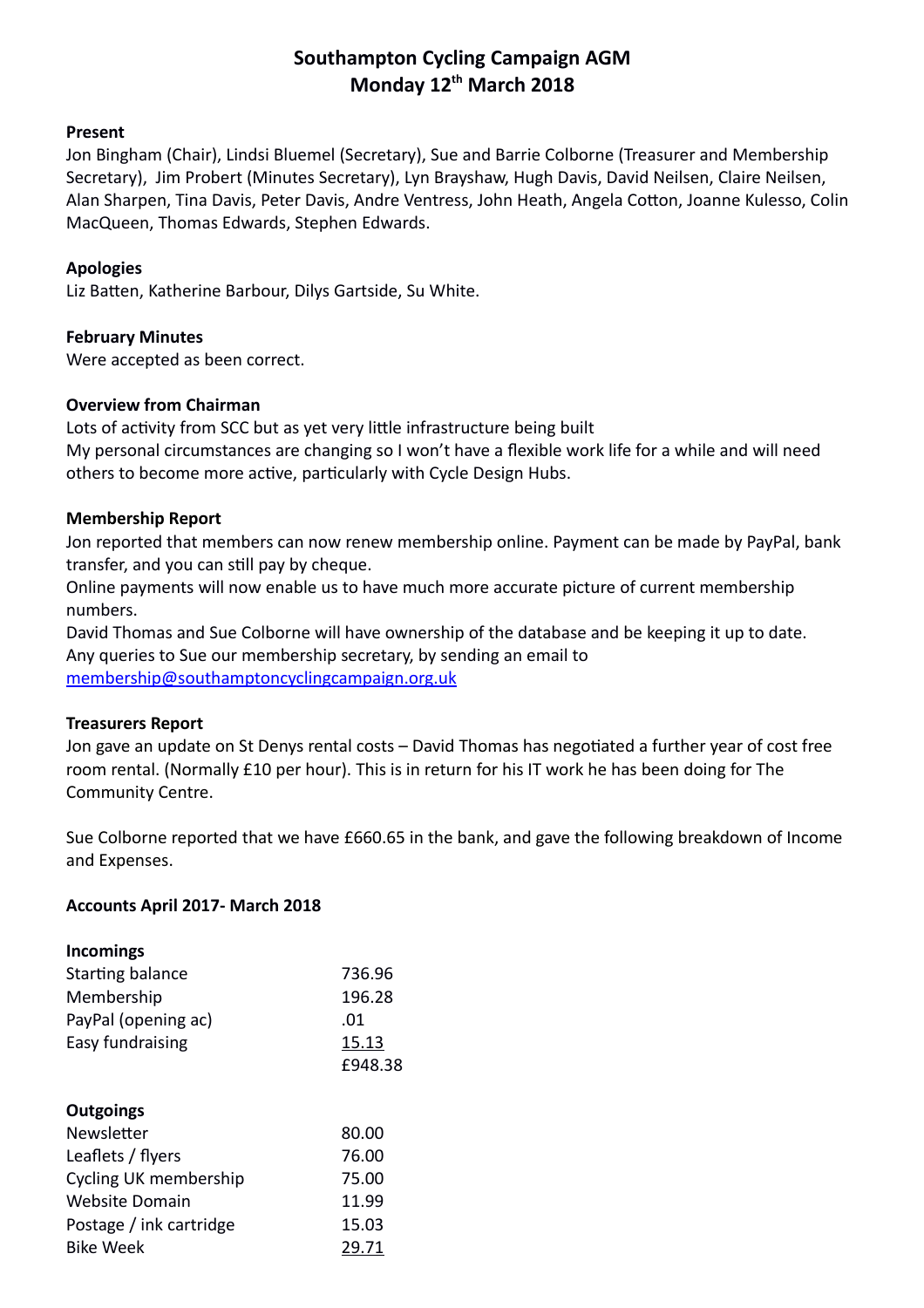# Southampton Cycling Campaign AGM
# Monday 12th March 2018

**Present**

Jon Bingham (Chair), Lindsi Bluemel (Secretary), Sue and Barrie Colborne (Treasurer and Membership Secretary), Jim Probert (Minutes Secretary), Lyn Brayshaw, Hugh Davis, David Neilsen, Claire Neilsen, Alan Sharpen, Tina Davis, Peter Davis, Andre Ventress, John Heath, Angela Cotton, Joanne Kulesso, Colin MacQueen, Thomas Edwards, Stephen Edwards.

**Apologies**

Liz Batten, Katherine Barbour, Dilys Gartside, Su White.

**February Minutes**

Were accepted as been correct.

**Overview from Chairman**

Lots of activity from SCC but as yet very little infrastructure being built
My personal circumstances are changing so I won't have a flexible work life for a while and will need others to become more active, particularly with Cycle Design Hubs.

**Membership Report**

Jon reported that members can now renew membership online. Payment can be made by PayPal, bank transfer, and you can still pay by cheque.
Online payments will now enable us to have much more accurate picture of current membership numbers.
David Thomas and Sue Colborne will have ownership of the database and be keeping it up to date.
Any queries to Sue our membership secretary, by sending an email to
membership@southamptoncyclingcampaign.org.uk

**Treasurers Report**

Jon gave an update on St Denys rental costs – David Thomas has negotiated a further year of cost free room rental. (Normally £10 per hour). This is in return for his IT work he has been doing for The Community Centre.

Sue Colborne reported that we have £660.65 in the bank, and gave the following breakdown of Income and Expenses.

**Accounts April 2017- March 2018**

| **Incomings** | |
|---|---|
| Starting balance | 736.96 |
| Membership | 196.28 |
| PayPal (opening ac) | .01 |
| Easy fundraising | 15.13 |
| | £948.38 |

| **Outgoings** | |
|---|---|
| Newsletter | 80.00 |
| Leaflets / flyers | 76.00 |
| Cycling UK membership | 75.00 |
| Website Domain | 11.99 |
| Postage / ink cartridge | 15.03 |
| Bike Week | 29.71 |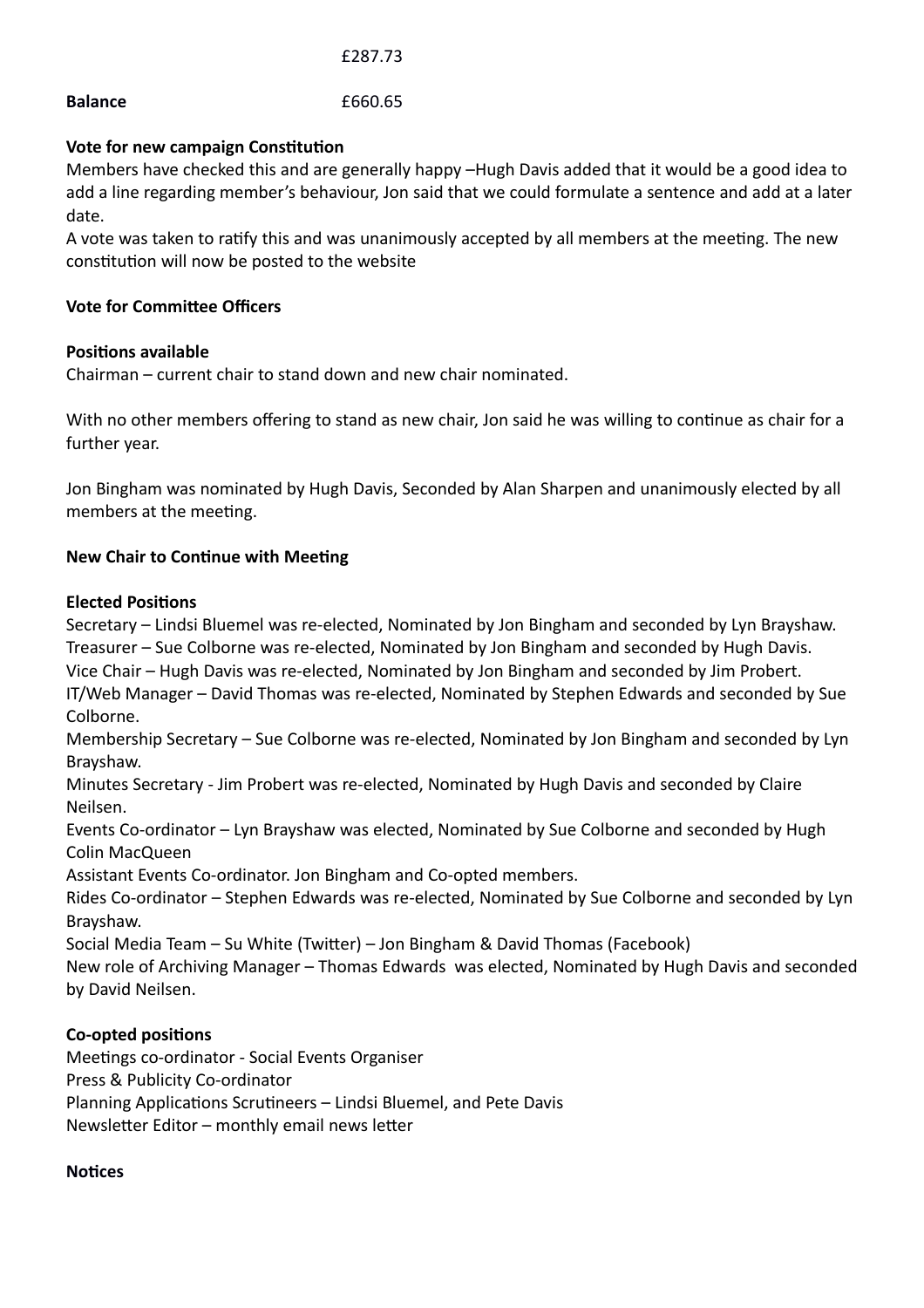£287.73

**Balance** £660.65

**Vote for new campaign Constitution**

Members have checked this and are generally happy –Hugh Davis added that it would be a good idea to add a line regarding member's behaviour, Jon said that we could formulate a sentence and add at a later date.

A vote was taken to ratify this and was unanimously accepted by all members at the meeting. The new constitution will now be posted to the website

**Vote for Committee Officers**

**Positions available**

Chairman – current chair to stand down and new chair nominated.

With no other members offering to stand as new chair, Jon said he was willing to continue as chair for a further year.

Jon Bingham was nominated by Hugh Davis, Seconded by Alan Sharpen and unanimously elected by all members at the meeting.

**New Chair to Continue with Meeting**

**Elected Positions**

Secretary – Lindsi Bluemel was re-elected, Nominated by Jon Bingham and seconded by Lyn Brayshaw.
Treasurer – Sue Colborne was re-elected, Nominated by Jon Bingham and seconded by Hugh Davis.
Vice Chair – Hugh Davis was re-elected, Nominated by Jon Bingham and seconded by Jim Probert.
IT/Web Manager – David Thomas was re-elected, Nominated by Stephen Edwards and seconded by Sue Colborne.
Membership Secretary – Sue Colborne was re-elected, Nominated by Jon Bingham and seconded by Lyn Brayshaw.
Minutes Secretary - Jim Probert was re-elected, Nominated by Hugh Davis and seconded by Claire Neilsen.
Events Co-ordinator – Lyn Brayshaw was elected, Nominated by Sue Colborne and seconded by Hugh Colin MacQueen
Assistant Events Co-ordinator. Jon Bingham and Co-opted members.
Rides Co-ordinator – Stephen Edwards was re-elected, Nominated by Sue Colborne and seconded by Lyn Brayshaw.
Social Media Team – Su White (Twitter) – Jon Bingham & David Thomas (Facebook)
New role of Archiving Manager – Thomas Edwards was elected, Nominated by Hugh Davis and seconded by David Neilsen.

**Co-opted positions**

Meetings co-ordinator - Social Events Organiser
Press & Publicity Co-ordinator
Planning Applications Scrutineers – Lindsi Bluemel, and Pete Davis
Newsletter Editor – monthly email news letter

**Notices**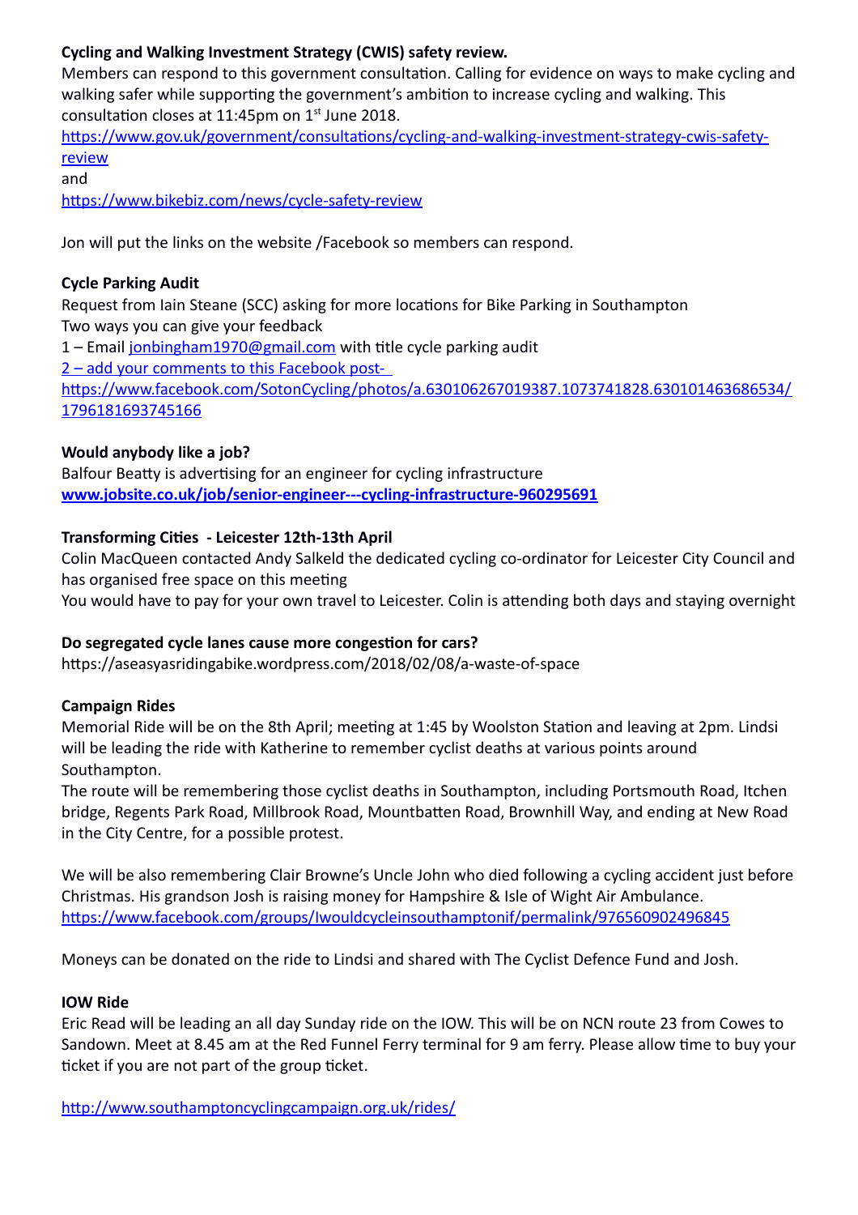**Cycling and Walking Investment Strategy (CWIS) safety review.**
Members can respond to this government consultation. Calling for evidence on ways to make cycling and walking safer while supporting the government's ambition to increase cycling and walking. This consultation closes at 11:45pm on 1st June 2018.
https://www.gov.uk/government/consultations/cycling-and-walking-investment-strategy-cwis-safety-review
and
https://www.bikebiz.com/news/cycle-safety-review

Jon will put the links on the website /Facebook so members can respond.

**Cycle Parking Audit**
Request from Iain Steane (SCC) asking for more locations for Bike Parking in Southampton
Two ways you can give your feedback
1 – Email jonbingham1970@gmail.com with title cycle parking audit
2 – add your comments to this Facebook post-
https://www.facebook.com/SotonCycling/photos/a.630106267019387.1073741828.630101463686534/1796181693745166

**Would anybody like a job?**
Balfour Beatty is advertising for an engineer for cycling infrastructure
**www.jobsite.co.uk/job/senior-engineer---cycling-infrastructure-960295691**

**Transforming Cities - Leicester 12th-13th April**
Colin MacQueen contacted Andy Salkeld the dedicated cycling co-ordinator for Leicester City Council and has organised free space on this meeting
You would have to pay for your own travel to Leicester. Colin is attending both days and staying overnight

**Do segregated cycle lanes cause more congestion for cars?**
https://aseasyasridingabike.wordpress.com/2018/02/08/a-waste-of-space

**Campaign Rides**
Memorial Ride will be on the 8th April; meeting at 1:45 by Woolston Station and leaving at 2pm. Lindsi will be leading the ride with Katherine to remember cyclist deaths at various points around Southampton.
The route will be remembering those cyclist deaths in Southampton, including Portsmouth Road, Itchen bridge, Regents Park Road, Millbrook Road, Mountbatten Road, Brownhill Way, and ending at New Road in the City Centre, for a possible protest.

We will be also remembering Clair Browne's Uncle John who died following a cycling accident just before Christmas. His grandson Josh is raising money for Hampshire & Isle of Wight Air Ambulance.
https://www.facebook.com/groups/Iwouldcycleinsouthamptonif/permalink/976560902496845

Moneys can be donated on the ride to Lindsi and shared with The Cyclist Defence Fund and Josh.

**IOW Ride**
Eric Read will be leading an all day Sunday ride on the IOW. This will be on NCN route 23 from Cowes to Sandown. Meet at 8.45 am at the Red Funnel Ferry terminal for 9 am ferry. Please allow time to buy your ticket if you are not part of the group ticket.

http://www.southamptoncyclingcampaign.org.uk/rides/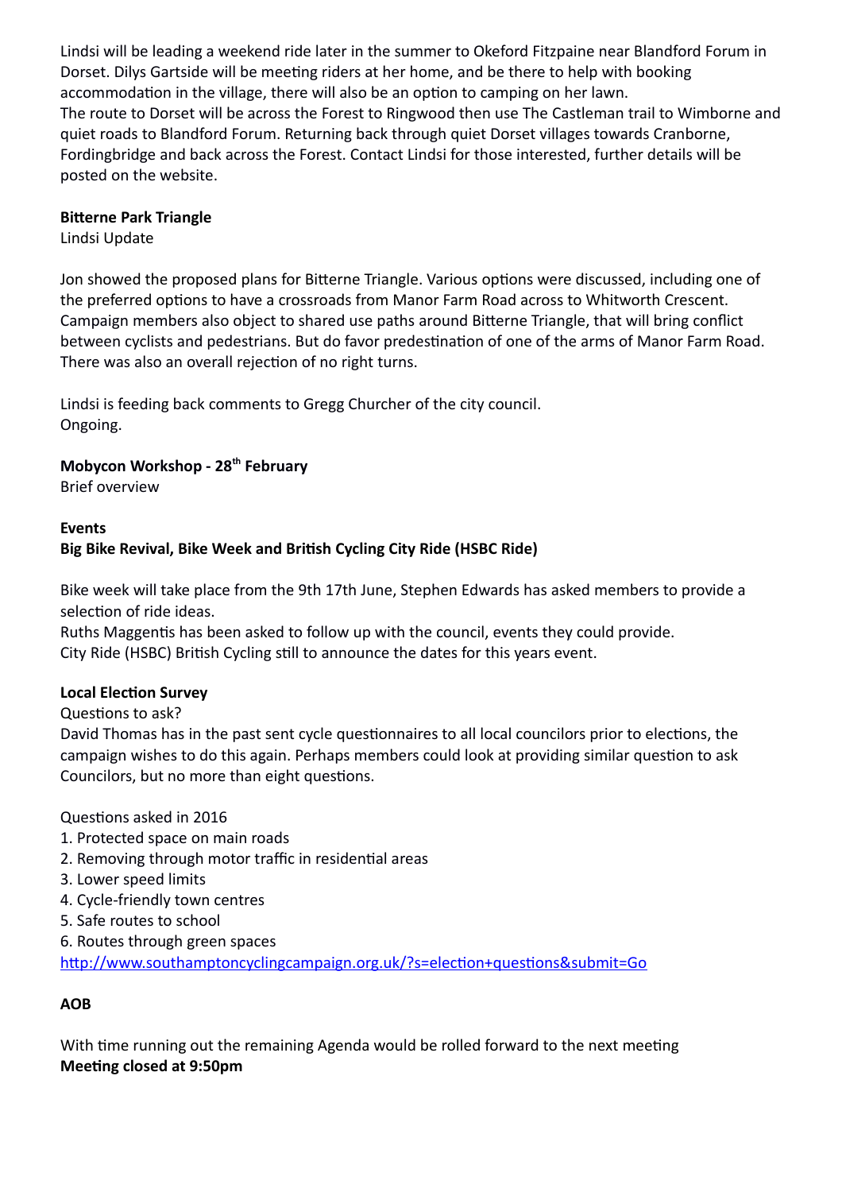Lindsi will be leading a weekend ride later in the summer to Okeford Fitzpaine near Blandford Forum in Dorset. Dilys Gartside will be meeting riders at her home, and be there to help with booking accommodation in the village, there will also be an option to camping on her lawn.
The route to Dorset will be across the Forest to Ringwood then use The Castleman trail to Wimborne and quiet roads to Blandford Forum. Returning back through quiet Dorset villages towards Cranborne, Fordingbridge and back across the Forest. Contact Lindsi for those interested, further details will be posted on the website.

**Bitterne Park Triangle**
Lindsi Update

Jon showed the proposed plans for Bitterne Triangle. Various options were discussed, including one of the preferred options to have a crossroads from Manor Farm Road across to Whitworth Crescent. Campaign members also object to shared use paths around Bitterne Triangle, that will bring conflict between cyclists and pedestrians. But do favor predestination of one of the arms of Manor Farm Road. There was also an overall rejection of no right turns.

Lindsi is feeding back comments to Gregg Churcher of the city council.
Ongoing.

**Mobycon Workshop - 28th February**
Brief overview

**Events**
**Big Bike Revival, Bike Week and British Cycling City Ride (HSBC Ride)**

Bike week will take place from the 9th 17th June, Stephen Edwards has asked members to provide a selection of ride ideas.
Ruths Maggentis has been asked to follow up with the council, events they could provide.
City Ride (HSBC) British Cycling still to announce the dates for this years event.

**Local Election Survey**
Questions to ask?
David Thomas has in the past sent cycle questionnaires to all local councilors prior to elections, the campaign wishes to do this again. Perhaps members could look at providing similar question to ask Councilors, but no more than eight questions.

Questions asked in 2016
1. Protected space on main roads
2. Removing through motor traffic in residential areas
3. Lower speed limits
4. Cycle-friendly town centres
5. Safe routes to school
6. Routes through green spaces

http://www.southamptoncyclingcampaign.org.uk/?s=election+questions&submit=Go

**AOB**

With time running out the remaining Agenda would be rolled forward to the next meeting
**Meeting closed at 9:50pm**